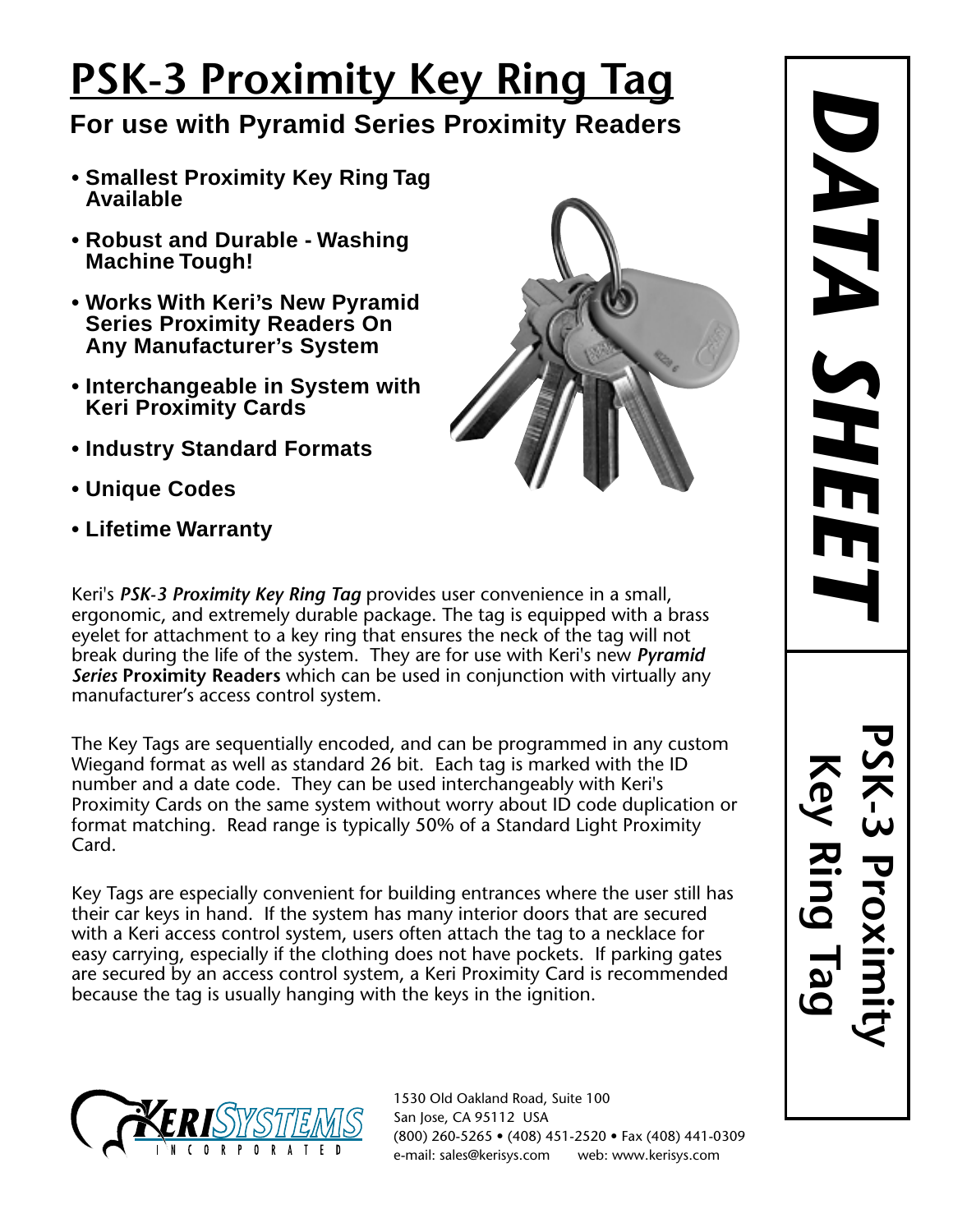# PSK-3 Proximity Key Ring Tag

## For use with Pyramid Series Proximity Readers

- **Smallest Proximity Key Ring Tag Available**
- **Robust and Durable - Washing Machine Tough!**
- **Works With Keri's New Pyramid Series Proximity Readers On Any Manufacturer's System**
- **Interchangeable in System with Keri Proximity Cards**
- **Industry Standard Formats**
- **Unique Codes**
- **Lifetime Warranty**

Keri's ***PSK-3 Proximity Key Ring Tag*** provides user convenience in a small, ergonomic, and extremely durable package. The tag is equipped with a brass eyelet for attachment to a key ring that ensures the neck of the tag will not break during the life of the system. They are for use with Keri's new ***Pyramid Series*** **Proximity Readers** which can be used in conjunction with virtually any manufacturer's access control system.

The Key Tags are sequentially encoded, and can be programmed in any custom Wiegand format as well as standard 26 bit. Each tag is marked with the ID number and a date code. They can be used interchangeably with Keri's Proximity Cards on the same system without worry about ID code duplication or format matching. Read range is typically 50% of a Standard Light Proximity Card.

Key Tags are especially convenient for building entrances where the user still has their car keys in hand. If the system has many interior doors that are secured with a Keri access control system, users often attach the tag to a necklace for easy carrying, especially if the clothing does not have pockets. If parking gates are secured by an access control system, a Keri Proximity Card is recommended because the tag is usually hanging with the keys in the ignition.

**DATA SHEET**

**PSK-3 Proximity Key Ring Tag**

KERI SYSTEMS INCORPORATED

1530 Old Oakland Road, Suite 100
San Jose, CA 95112 USA
(800) 260-5265 • (408) 451-2520 • Fax (408) 441-0309
e-mail: sales@kerisys.com web: www.kerisys.com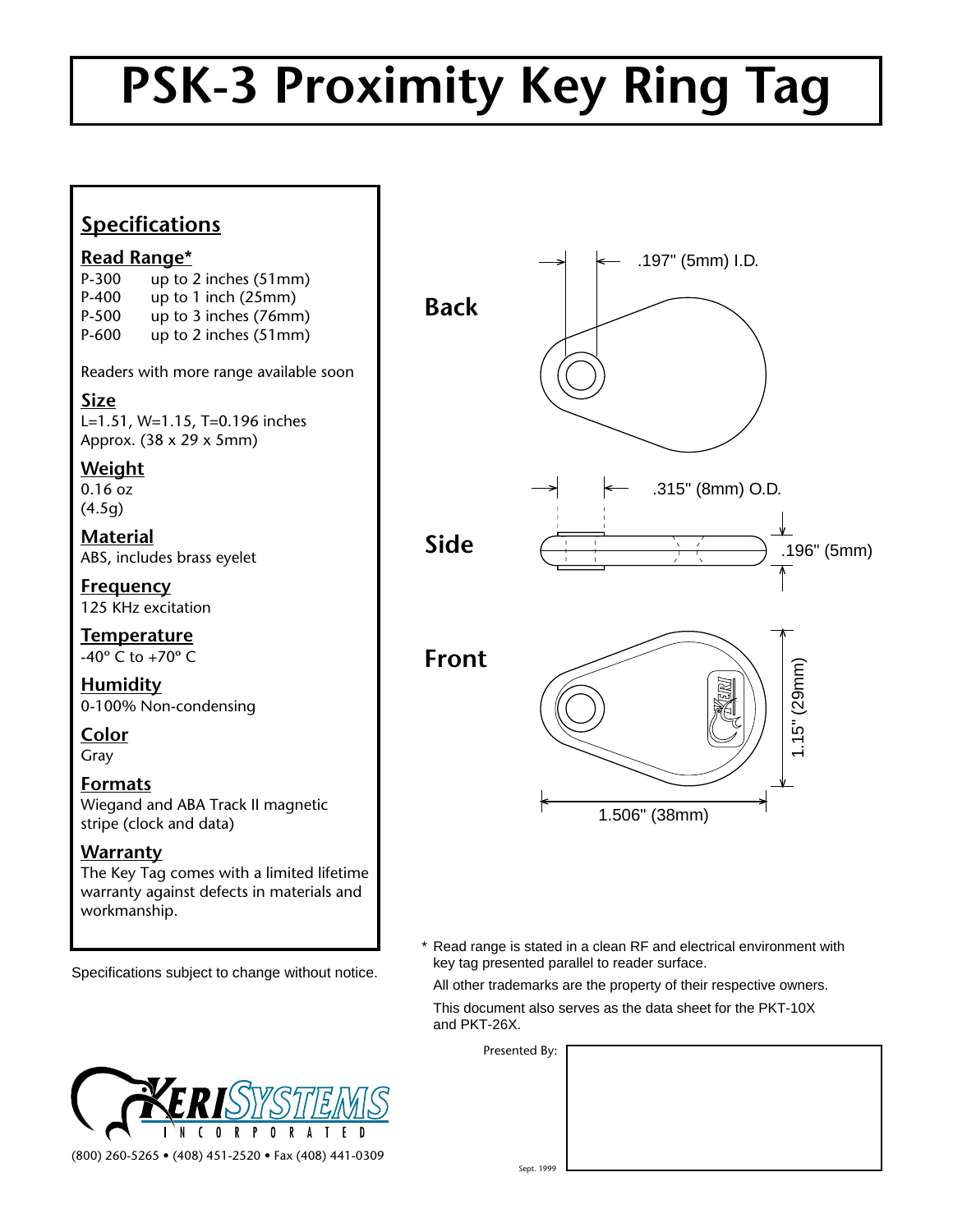# PSK-3 Proximity Key Ring Tag

## Specifications

### Read Range*

| | |
|---|---|
| P-300 | up to 2 inches (51mm) |
| P-400 | up to 1 inch (25mm) |
| P-500 | up to 3 inches (76mm) |
| P-600 | up to 2 inches (51mm) |

Readers with more range available soon

### Size

L=1.51, W=1.15, T=0.196 inches
Approx. (38 x 29 x 5mm)

### Weight

0.16 oz
(4.5g)

### Material

ABS, includes brass eyelet

### Frequency

125 KHz excitation

### Temperature

-40º C to +70º C

### Humidity

0-100% Non-condensing

### Color

Gray

### Formats

Wiegand and ABA Track II magnetic stripe (clock and data)

### Warranty

The Key Tag comes with a limited lifetime warranty against defects in materials and workmanship.

Specifications subject to change without notice.

**Back**

.197" (5mm) I.D.

**Side**

.315" (8mm) O.D.

.196" (5mm)

**Front**

1.15" (29mm)

1.506" (38mm)

\* Read range is stated in a clean RF and electrical environment with key tag presented parallel to reader surface.

All other trademarks are the property of their respective owners.

This document also serves as the data sheet for the PKT-10X and PKT-26X.

Presented By:

KERI SYSTEMS INCORPORATED

(800) 260-5265 • (408) 451-2520 • Fax (408) 441-0309

Sept. 1999